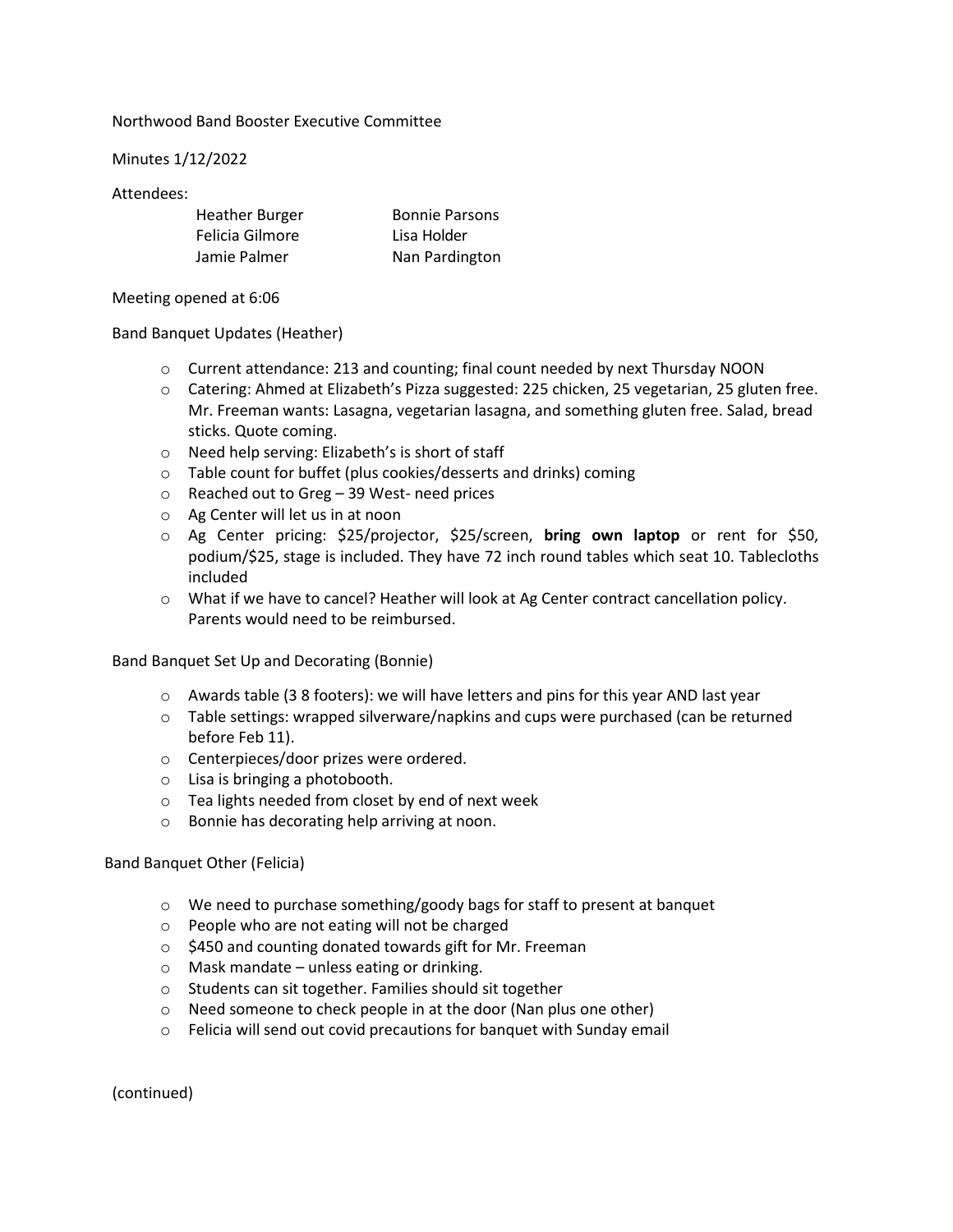Northwood Band Booster Executive Committee

Minutes 1/12/2022

Attendees:

| | |
|---|---|
| Heather Burger | Bonnie Parsons |
| Felicia Gilmore | Lisa Holder |
| Jamie Palmer | Nan Pardington |

Meeting opened at 6:06

Band Banquet Updates (Heather)

- Current attendance: 213 and counting; final count needed by next Thursday NOON
- Catering: Ahmed at Elizabeth's Pizza suggested: 225 chicken, 25 vegetarian, 25 gluten free. Mr. Freeman wants: Lasagna, vegetarian lasagna, and something gluten free. Salad, bread sticks. Quote coming.
- Need help serving: Elizabeth's is short of staff
- Table count for buffet (plus cookies/desserts and drinks) coming
- Reached out to Greg – 39 West- need prices
- Ag Center will let us in at noon
- Ag Center pricing: $25/projector, $25/screen, **bring own laptop** or rent for $50, podium/$25, stage is included. They have 72 inch round tables which seat 10. Tablecloths included
- What if we have to cancel? Heather will look at Ag Center contract cancellation policy. Parents would need to be reimbursed.

Band Banquet Set Up and Decorating (Bonnie)

- Awards table (3 8 footers): we will have letters and pins for this year AND last year
- Table settings: wrapped silverware/napkins and cups were purchased (can be returned before Feb 11).
- Centerpieces/door prizes were ordered.
- Lisa is bringing a photobooth.
- Tea lights needed from closet by end of next week
- Bonnie has decorating help arriving at noon.

Band Banquet Other (Felicia)

- We need to purchase something/goody bags for staff to present at banquet
- People who are not eating will not be charged
- $450 and counting donated towards gift for Mr. Freeman
- Mask mandate – unless eating or drinking.
- Students can sit together. Families should sit together
- Need someone to check people in at the door (Nan plus one other)
- Felicia will send out covid precautions for banquet with Sunday email

(continued)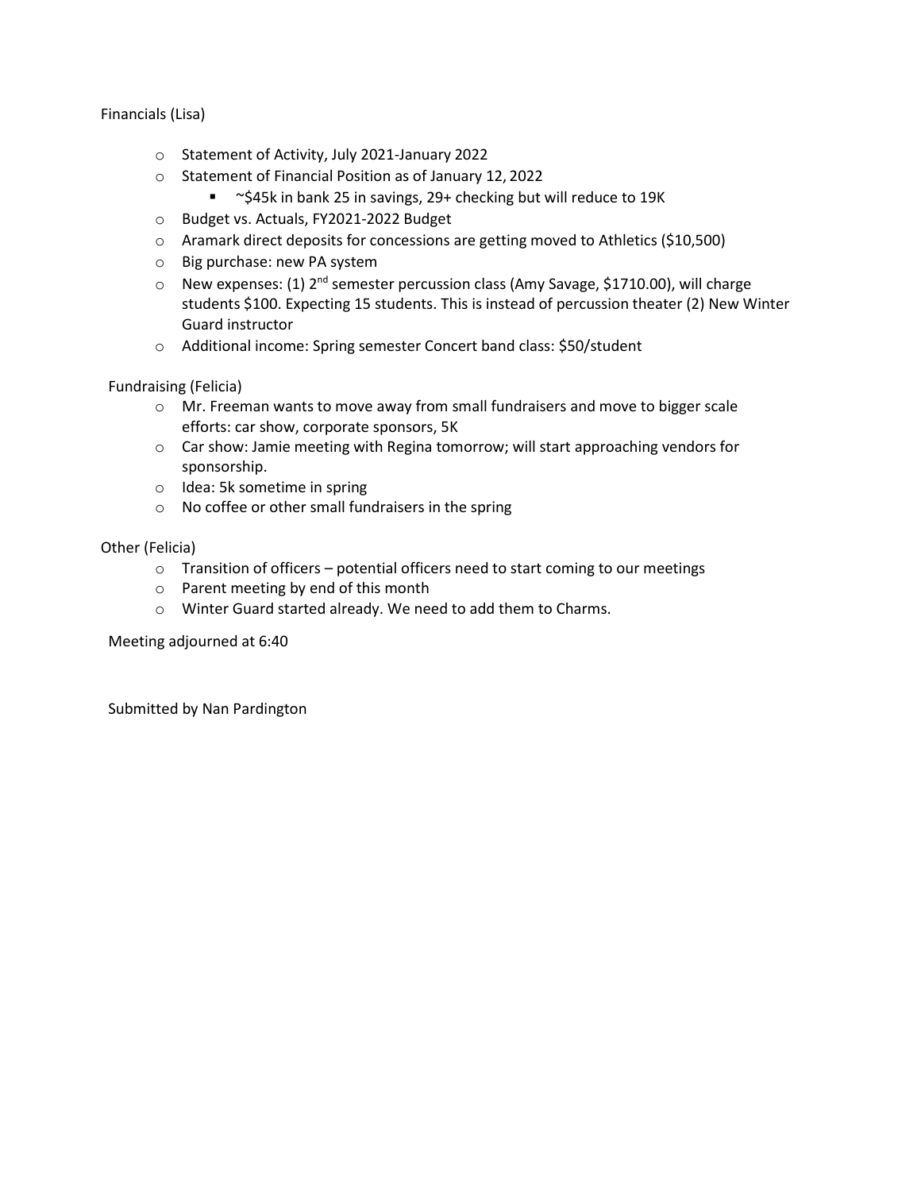Financials (Lisa)

- Statement of Activity, July 2021-January 2022
- Statement of Financial Position as of January 12, 2022
  - ~$45k in bank 25 in savings, 29+ checking but will reduce to 19K
- Budget vs. Actuals, FY2021-2022 Budget
- Aramark direct deposits for concessions are getting moved to Athletics ($10,500)
- Big purchase: new PA system
- New expenses: (1) 2nd semester percussion class (Amy Savage, $1710.00), will charge students $100. Expecting 15 students. This is instead of percussion theater (2) New Winter Guard instructor
- Additional income: Spring semester Concert band class: $50/student

Fundraising (Felicia)

- Mr. Freeman wants to move away from small fundraisers and move to bigger scale efforts: car show, corporate sponsors, 5K
- Car show: Jamie meeting with Regina tomorrow; will start approaching vendors for sponsorship.
- Idea: 5k sometime in spring
- No coffee or other small fundraisers in the spring

Other (Felicia)

- Transition of officers – potential officers need to start coming to our meetings
- Parent meeting by end of this month
- Winter Guard started already. We need to add them to Charms.

Meeting adjourned at 6:40

Submitted by Nan Pardington